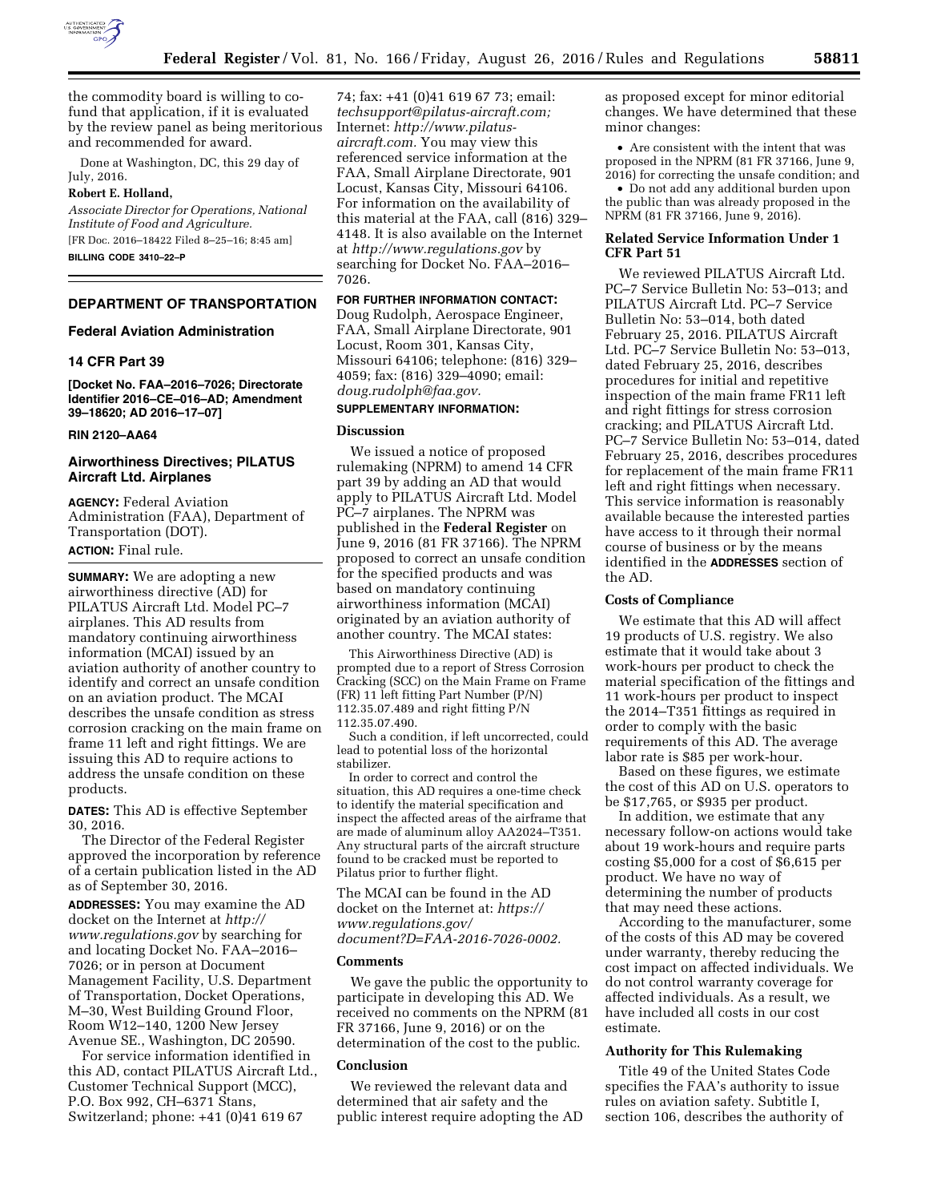the commodity board is willing to co-fund that application, if it is evaluated by the review panel as being meritorious and recommended for award.

Done at Washington, DC, this 29 day of July, 2016.

**Robert E. Holland,**

*Associate Director for Operations, National Institute of Food and Agriculture.*

[FR Doc. 2016–18422 Filed 8–25–16; 8:45 am]

**BILLING CODE 3410–22–P**

---

## DEPARTMENT OF TRANSPORTATION

### Federal Aviation Administration

### 14 CFR Part 39

**[Docket No. FAA–2016–7026; Directorate Identifier 2016–CE–016–AD; Amendment 39–18620; AD 2016–17–07]**

**RIN 2120–AA64**

### Airworthiness Directives; PILATUS Aircraft Ltd. Airplanes

**AGENCY:** Federal Aviation Administration (FAA), Department of Transportation (DOT).

**ACTION:** Final rule.

**SUMMARY:** We are adopting a new airworthiness directive (AD) for PILATUS Aircraft Ltd. Model PC–7 airplanes. This AD results from mandatory continuing airworthiness information (MCAI) issued by an aviation authority of another country to identify and correct an unsafe condition on an aviation product. The MCAI describes the unsafe condition as stress corrosion cracking on the main frame on frame 11 left and right fittings. We are issuing this AD to require actions to address the unsafe condition on these products.

**DATES:** This AD is effective September 30, 2016.

The Director of the Federal Register approved the incorporation by reference of a certain publication listed in the AD as of September 30, 2016.

**ADDRESSES:** You may examine the AD docket on the Internet at *http://www.regulations.gov* by searching for and locating Docket No. FAA–2016–7026; or in person at Document Management Facility, U.S. Department of Transportation, Docket Operations, M–30, West Building Ground Floor, Room W12–140, 1200 New Jersey Avenue SE., Washington, DC 20590.

For service information identified in this AD, contact PILATUS Aircraft Ltd., Customer Technical Support (MCC), P.O. Box 992, CH–6371 Stans, Switzerland; phone: +41 (0)41 619 67 74; fax: +41 (0)41 619 67 73; email: *techsupport@pilatus-aircraft.com;* Internet: *http://www.pilatus-aircraft.com.* You may view this referenced service information at the FAA, Small Airplane Directorate, 901 Locust, Kansas City, Missouri 64106. For information on the availability of this material at the FAA, call (816) 329–4148. It is also available on the Internet at *http://www.regulations.gov* by searching for Docket No. FAA–2016–7026.

**FOR FURTHER INFORMATION CONTACT:** Doug Rudolph, Aerospace Engineer, FAA, Small Airplane Directorate, 901 Locust, Room 301, Kansas City, Missouri 64106; telephone: (816) 329–4059; fax: (816) 329–4090; email: *doug.rudolph@faa.gov.*

**SUPPLEMENTARY INFORMATION:**

#### Discussion

We issued a notice of proposed rulemaking (NPRM) to amend 14 CFR part 39 by adding an AD that would apply to PILATUS Aircraft Ltd. Model PC–7 airplanes. The NPRM was published in the **Federal Register** on June 9, 2016 (81 FR 37166). The NPRM proposed to correct an unsafe condition for the specified products and was based on mandatory continuing airworthiness information (MCAI) originated by an aviation authority of another country. The MCAI states:

> This Airworthiness Directive (AD) is prompted due to a report of Stress Corrosion Cracking (SCC) on the Main Frame on Frame (FR) 11 left fitting Part Number (P/N) 112.35.07.489 and right fitting P/N 112.35.07.490.
>
> Such a condition, if left uncorrected, could lead to potential loss of the horizontal stabilizer.
>
> In order to correct and control the situation, this AD requires a one-time check to identify the material specification and inspect the affected areas of the airframe that are made of aluminum alloy AA2024–T351. Any structural parts of the aircraft structure found to be cracked must be reported to Pilatus prior to further flight.

The MCAI can be found in the AD docket on the Internet at: *https://www.regulations.gov/document?D=FAA-2016-7026-0002.*

#### Comments

We gave the public the opportunity to participate in developing this AD. We received no comments on the NPRM (81 FR 37166, June 9, 2016) or on the determination of the cost to the public.

#### Conclusion

We reviewed the relevant data and determined that air safety and the public interest require adopting the AD as proposed except for minor editorial changes. We have determined that these minor changes:

- Are consistent with the intent that was proposed in the NPRM (81 FR 37166, June 9, 2016) for correcting the unsafe condition; and
- Do not add any additional burden upon the public than was already proposed in the NPRM (81 FR 37166, June 9, 2016).

#### Related Service Information Under 1 CFR Part 51

We reviewed PILATUS Aircraft Ltd. PC–7 Service Bulletin No: 53–013; and PILATUS Aircraft Ltd. PC–7 Service Bulletin No: 53–014, both dated February 25, 2016. PILATUS Aircraft Ltd. PC–7 Service Bulletin No: 53–013, dated February 25, 2016, describes procedures for initial and repetitive inspection of the main frame FR11 left and right fittings for stress corrosion cracking; and PILATUS Aircraft Ltd. PC–7 Service Bulletin No: 53–014, dated February 25, 2016, describes procedures for replacement of the main frame FR11 left and right fittings when necessary. This service information is reasonably available because the interested parties have access to it through their normal course of business or by the means identified in the **ADDRESSES** section of the AD.

#### Costs of Compliance

We estimate that this AD will affect 19 products of U.S. registry. We also estimate that it would take about 3 work-hours per product to check the material specification of the fittings and 11 work-hours per product to inspect the 2014–T351 fittings as required in order to comply with the basic requirements of this AD. The average labor rate is $85 per work-hour.

Based on these figures, we estimate the cost of this AD on U.S. operators to be $17,765, or $935 per product.

In addition, we estimate that any necessary follow-on actions would take about 19 work-hours and require parts costing $5,000 for a cost of $6,615 per product. We have no way of determining the number of products that may need these actions.

According to the manufacturer, some of the costs of this AD may be covered under warranty, thereby reducing the cost impact on affected individuals. We do not control warranty coverage for affected individuals. As a result, we have included all costs in our cost estimate.

#### Authority for This Rulemaking

Title 49 of the United States Code specifies the FAA's authority to issue rules on aviation safety. Subtitle I, section 106, describes the authority of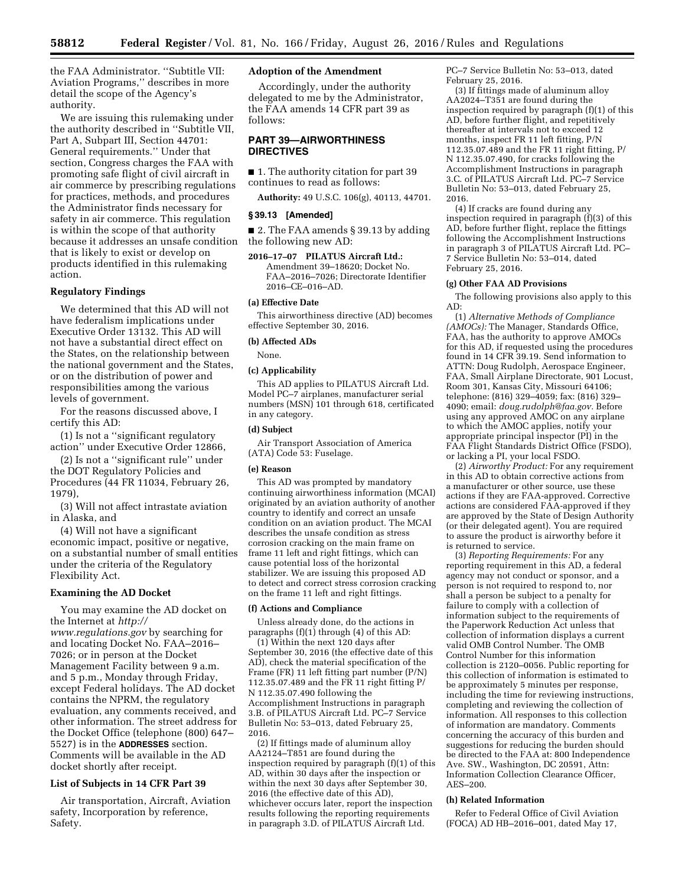the FAA Administrator. ''Subtitle VII: Aviation Programs,'' describes in more detail the scope of the Agency's authority.

We are issuing this rulemaking under the authority described in ''Subtitle VII, Part A, Subpart III, Section 44701: General requirements.'' Under that section, Congress charges the FAA with promoting safe flight of civil aircraft in air commerce by prescribing regulations for practices, methods, and procedures the Administrator finds necessary for safety in air commerce. This regulation is within the scope of that authority because it addresses an unsafe condition that is likely to exist or develop on products identified in this rulemaking action.

## Regulatory Findings

We determined that this AD will not have federalism implications under Executive Order 13132. This AD will not have a substantial direct effect on the States, on the relationship between the national government and the States, or on the distribution of power and responsibilities among the various levels of government.

For the reasons discussed above, I certify this AD:

(1) Is not a ''significant regulatory action'' under Executive Order 12866,

(2) Is not a ''significant rule'' under the DOT Regulatory Policies and Procedures (44 FR 11034, February 26, 1979),

(3) Will not affect intrastate aviation in Alaska, and

(4) Will not have a significant economic impact, positive or negative, on a substantial number of small entities under the criteria of the Regulatory Flexibility Act.

## Examining the AD Docket

You may examine the AD docket on the Internet at *http://www.regulations.gov* by searching for and locating Docket No. FAA–2016–7026; or in person at the Docket Management Facility between 9 a.m. and 5 p.m., Monday through Friday, except Federal holidays. The AD docket contains the NPRM, the regulatory evaluation, any comments received, and other information. The street address for the Docket Office (telephone (800) 647–5527) is in the **ADDRESSES** section. Comments will be available in the AD docket shortly after receipt.

## List of Subjects in 14 CFR Part 39

Air transportation, Aircraft, Aviation safety, Incorporation by reference, Safety.

## Adoption of the Amendment

Accordingly, under the authority delegated to me by the Administrator, the FAA amends 14 CFR part 39 as follows:

## PART 39—AIRWORTHINESS DIRECTIVES

■ 1. The authority citation for part 39 continues to read as follows:

**Authority:** 49 U.S.C. 106(g), 40113, 44701.

### § 39.13 [Amended]

■ 2. The FAA amends § 39.13 by adding the following new AD:

**2016–17–07 PILATUS Aircraft Ltd.:** Amendment 39–18620; Docket No. FAA–2016–7026; Directorate Identifier 2016–CE–016–AD.

### (a) Effective Date

This airworthiness directive (AD) becomes effective September 30, 2016.

### (b) Affected ADs

None.

### (c) Applicability

This AD applies to PILATUS Aircraft Ltd. Model PC–7 airplanes, manufacturer serial numbers (MSN) 101 through 618, certificated in any category.

### (d) Subject

Air Transport Association of America (ATA) Code 53: Fuselage.

### (e) Reason

This AD was prompted by mandatory continuing airworthiness information (MCAI) originated by an aviation authority of another country to identify and correct an unsafe condition on an aviation product. The MCAI describes the unsafe condition as stress corrosion cracking on the main frame on frame 11 left and right fittings, which can cause potential loss of the horizontal stabilizer. We are issuing this proposed AD to detect and correct stress corrosion cracking on the frame 11 left and right fittings.

### (f) Actions and Compliance

Unless already done, do the actions in paragraphs (f)(1) through (4) of this AD:

(1) Within the next 120 days after September 30, 2016 (the effective date of this AD), check the material specification of the Frame (FR) 11 left fitting part number (P/N) 112.35.07.489 and the FR 11 right fitting P/N 112.35.07.490 following the Accomplishment Instructions in paragraph 3.B. of PILATUS Aircraft Ltd. PC–7 Service Bulletin No: 53–013, dated February 25, 2016.

(2) If fittings made of aluminum alloy AA2124–T851 are found during the inspection required by paragraph (f)(1) of this AD, within 30 days after the inspection or within the next 30 days after September 30, 2016 (the effective date of this AD), whichever occurs later, report the inspection results following the reporting requirements in paragraph 3.D. of PILATUS Aircraft Ltd. PC–7 Service Bulletin No: 53–013, dated February 25, 2016.

(3) If fittings made of aluminum alloy AA2024–T351 are found during the inspection required by paragraph (f)(1) of this AD, before further flight, and repetitively thereafter at intervals not to exceed 12 months, inspect FR 11 left fitting, P/N 112.35.07.489 and the FR 11 right fitting, P/N 112.35.07.490, for cracks following the Accomplishment Instructions in paragraph 3.C. of PILATUS Aircraft Ltd. PC–7 Service Bulletin No: 53–013, dated February 25, 2016.

(4) If cracks are found during any inspection required in paragraph (f)(3) of this AD, before further flight, replace the fittings following the Accomplishment Instructions in paragraph 3 of PILATUS Aircraft Ltd. PC–7 Service Bulletin No: 53–014, dated February 25, 2016.

### (g) Other FAA AD Provisions

The following provisions also apply to this AD:

(1) *Alternative Methods of Compliance (AMOCs):* The Manager, Standards Office, FAA, has the authority to approve AMOCs for this AD, if requested using the procedures found in 14 CFR 39.19. Send information to ATTN: Doug Rudolph, Aerospace Engineer, FAA, Small Airplane Directorate, 901 Locust, Room 301, Kansas City, Missouri 64106; telephone: (816) 329–4059; fax: (816) 329–4090; email: *doug.rudolph@faa.gov.* Before using any approved AMOC on any airplane to which the AMOC applies, notify your appropriate principal inspector (PI) in the FAA Flight Standards District Office (FSDO), or lacking a PI, your local FSDO.

(2) *Airworthy Product:* For any requirement in this AD to obtain corrective actions from a manufacturer or other source, use these actions if they are FAA-approved. Corrective actions are considered FAA-approved if they are approved by the State of Design Authority (or their delegated agent). You are required to assure the product is airworthy before it is returned to service.

(3) *Reporting Requirements:* For any reporting requirement in this AD, a federal agency may not conduct or sponsor, and a person is not required to respond to, nor shall a person be subject to a penalty for failure to comply with a collection of information subject to the requirements of the Paperwork Reduction Act unless that collection of information displays a current valid OMB Control Number. The OMB Control Number for this information collection is 2120–0056. Public reporting for this collection of information is estimated to be approximately 5 minutes per response, including the time for reviewing instructions, completing and reviewing the collection of information. All responses to this collection of information are mandatory. Comments concerning the accuracy of this burden and suggestions for reducing the burden should be directed to the FAA at: 800 Independence Ave. SW., Washington, DC 20591, Attn: Information Collection Clearance Officer, AES–200.

### (h) Related Information

Refer to Federal Office of Civil Aviation (FOCA) AD HB–2016–001, dated May 17,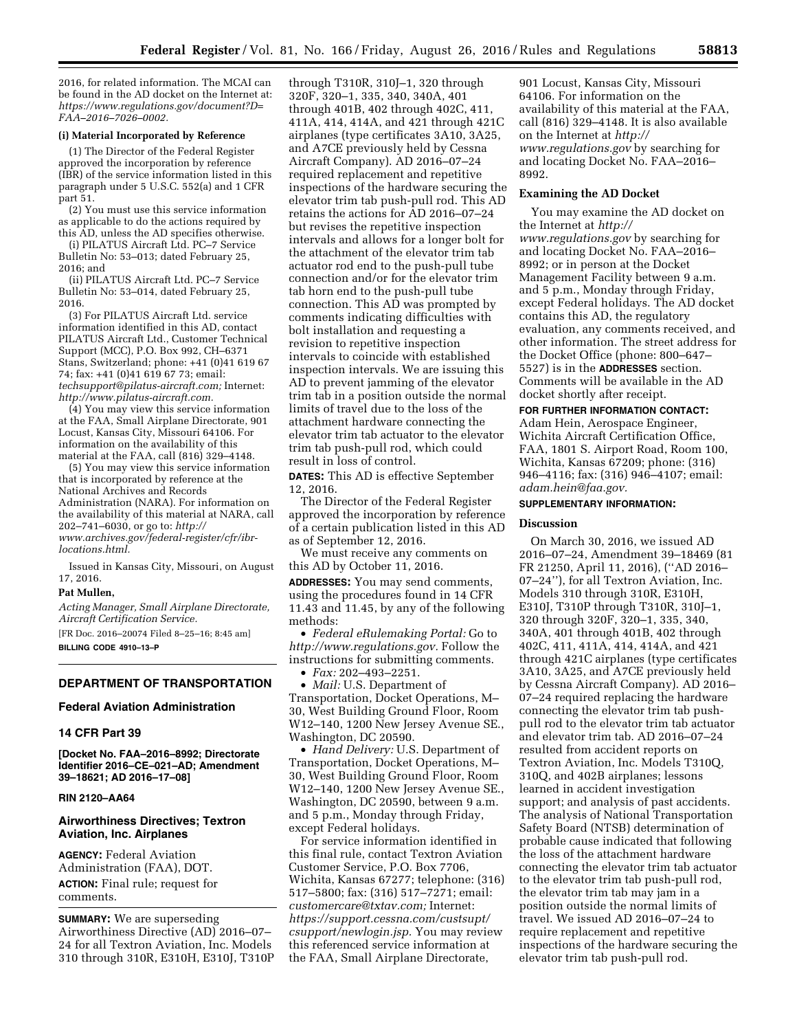2016, for related information. The MCAI can be found in the AD docket on the Internet at: *https://www.regulations.gov/document?D=FAA–2016–7026–0002*.

**(i) Material Incorporated by Reference**

(1) The Director of the Federal Register approved the incorporation by reference (IBR) of the service information listed in this paragraph under 5 U.S.C. 552(a) and 1 CFR part 51.

(2) You must use this service information as applicable to do the actions required by this AD, unless the AD specifies otherwise.

(i) PILATUS Aircraft Ltd. PC–7 Service Bulletin No: 53–013; dated February 25, 2016; and

(ii) PILATUS Aircraft Ltd. PC–7 Service Bulletin No: 53–014, dated February 25, 2016.

(3) For PILATUS Aircraft Ltd. service information identified in this AD, contact PILATUS Aircraft Ltd., Customer Technical Support (MCC), P.O. Box 992, CH–6371 Stans, Switzerland; phone: +41 (0)41 619 67 74; fax: +41 (0)41 619 67 73; email: *techsupport@pilatus-aircraft.com;* Internet: *http://www.pilatus-aircraft.com*.

(4) You may view this service information at the FAA, Small Airplane Directorate, 901 Locust, Kansas City, Missouri 64106. For information on the availability of this material at the FAA, call (816) 329–4148.

(5) You may view this service information that is incorporated by reference at the National Archives and Records Administration (NARA). For information on the availability of this material at NARA, call 202–741–6030, or go to: *http://www.archives.gov/federal-register/cfr/ibr-locations.html*.

Issued in Kansas City, Missouri, on August 17, 2016.

**Pat Mullen,**

*Acting Manager, Small Airplane Directorate, Aircraft Certification Service.*

[FR Doc. 2016–20074 Filed 8–25–16; 8:45 am]

**BILLING CODE 4910–13–P**

---

## DEPARTMENT OF TRANSPORTATION

### Federal Aviation Administration

### 14 CFR Part 39

**[Docket No. FAA–2016–8992; Directorate Identifier 2016–CE–021–AD; Amendment 39–18621; AD 2016–17–08]**

**RIN 2120–AA64**

### Airworthiness Directives; Textron Aviation, Inc. Airplanes

**AGENCY:** Federal Aviation Administration (FAA), DOT.

**ACTION:** Final rule; request for comments.

**SUMMARY:** We are superseding Airworthiness Directive (AD) 2016–07–24 for all Textron Aviation, Inc. Models 310 through 310R, E310H, E310J, T310P through T310R, 310J–1, 320 through 320F, 320–1, 335, 340, 340A, 401 through 401B, 402 through 402C, 411, 411A, 414, 414A, and 421 through 421C airplanes (type certificates 3A10, 3A25, and A7CE previously held by Cessna Aircraft Company). AD 2016–07–24 required replacement and repetitive inspections of the hardware securing the elevator trim tab push-pull rod. This AD retains the actions for AD 2016–07–24 but revises the repetitive inspection intervals and allows for a longer bolt for the attachment of the elevator trim tab actuator rod end to the push-pull tube connection and/or for the elevator trim tab horn end to the push-pull tube connection. This AD was prompted by comments indicating difficulties with bolt installation and requesting a revision to repetitive inspection intervals to coincide with established inspection intervals. We are issuing this AD to prevent jamming of the elevator trim tab in a position outside the normal limits of travel due to the loss of the attachment hardware connecting the elevator trim tab actuator to the elevator trim tab push-pull rod, which could result in loss of control.

**DATES:** This AD is effective September 12, 2016.

The Director of the Federal Register approved the incorporation by reference of a certain publication listed in this AD as of September 12, 2016.

We must receive any comments on this AD by October 11, 2016.

**ADDRESSES:** You may send comments, using the procedures found in 14 CFR 11.43 and 11.45, by any of the following methods:

- *Federal eRulemaking Portal:* Go to *http://www.regulations.gov*. Follow the instructions for submitting comments.
- *Fax:* 202–493–2251.
- *Mail:* U.S. Department of Transportation, Docket Operations, M–30, West Building Ground Floor, Room W12–140, 1200 New Jersey Avenue SE., Washington, DC 20590.
- *Hand Delivery:* U.S. Department of Transportation, Docket Operations, M–30, West Building Ground Floor, Room W12–140, 1200 New Jersey Avenue SE., Washington, DC 20590, between 9 a.m. and 5 p.m., Monday through Friday, except Federal holidays.

For service information identified in this final rule, contact Textron Aviation Customer Service, P.O. Box 7706, Wichita, Kansas 67277; telephone: (316) 517–5800; fax: (316) 517–7271; email: *customercare@txtav.com;* Internet: *https://support.cessna.com/custsupt/csupport/newlogin.jsp*. You may review this referenced service information at the FAA, Small Airplane Directorate, 901 Locust, Kansas City, Missouri 64106. For information on the availability of this material at the FAA, call (816) 329–4148. It is also available on the Internet at *http://www.regulations.gov* by searching for and locating Docket No. FAA–2016–8992.

**Examining the AD Docket**

You may examine the AD docket on the Internet at *http://www.regulations.gov* by searching for and locating Docket No. FAA–2016–8992; or in person at the Docket Management Facility between 9 a.m. and 5 p.m., Monday through Friday, except Federal holidays. The AD docket contains this AD, the regulatory evaluation, any comments received, and other information. The street address for the Docket Office (phone: 800–647–5527) is in the **ADDRESSES** section. Comments will be available in the AD docket shortly after receipt.

**FOR FURTHER INFORMATION CONTACT:** Adam Hein, Aerospace Engineer, Wichita Aircraft Certification Office, FAA, 1801 S. Airport Road, Room 100, Wichita, Kansas 67209; phone: (316) 946–4116; fax: (316) 946–4107; email: *adam.hein@faa.gov*.

**SUPPLEMENTARY INFORMATION:**

**Discussion**

On March 30, 2016, we issued AD 2016–07–24, Amendment 39–18469 (81 FR 21250, April 11, 2016), (''AD 2016–07–24''), for all Textron Aviation, Inc. Models 310 through 310R, E310H, E310J, T310P through T310R, 310J–1, 320 through 320F, 320–1, 335, 340, 340A, 401 through 401B, 402 through 402C, 411, 411A, 414, 414A, and 421 through 421C airplanes (type certificates 3A10, 3A25, and A7CE previously held by Cessna Aircraft Company). AD 2016–07–24 required replacing the hardware connecting the elevator trim tab push-pull rod to the elevator trim tab actuator and elevator trim tab. AD 2016–07–24 resulted from accident reports on Textron Aviation, Inc. Models T310Q, 310Q, and 402B airplanes; lessons learned in accident investigation support; and analysis of past accidents. The analysis of National Transportation Safety Board (NTSB) determination of probable cause indicated that following the loss of the attachment hardware connecting the elevator trim tab actuator to the elevator trim tab push-pull rod, the elevator trim tab may jam in a position outside the normal limits of travel. We issued AD 2016–07–24 to require replacement and repetitive inspections of the hardware securing the elevator trim tab push-pull rod.